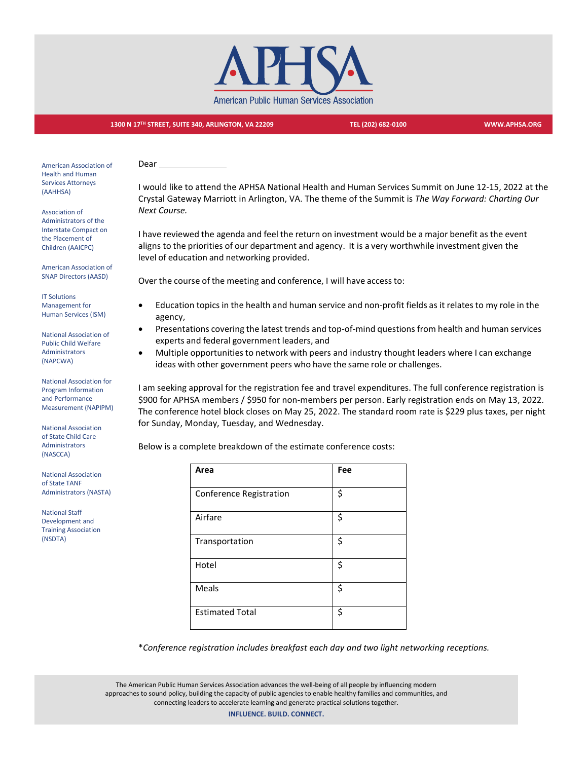# APHSA

American Public Human Services Association

1300 N 17TH STREET, SUITE 340, ARLINGTON, VA 22209 TEL (202) 682-0100 WWW.APHSA.ORG

American Association of Health and Human Services Attorneys (AAHHSA)

Association of Administrators of the Interstate Compact on the Placement of Children (AAICPC)

American Association of SNAP Directors (AASD)

IT Solutions Management for Human Services (ISM)

National Association of Public Child Welfare Administrators (NAPCWA)

National Association for Program Information and Performance Measurement (NAPIPM)

National Association of State Child Care Administrators (NASCCA)

National Association of State TANF Administrators (NASTA)

National Staff Development and Training Association (NSDTA)

Dear ______________

I would like to attend the APHSA National Health and Human Services Summit on June 12-15, 2022 at the Crystal Gateway Marriott in Arlington, VA. The theme of the Summit is *The Way Forward: Charting Our Next Course.*

I have reviewed the agenda and feel the return on investment would be a major benefit as the event aligns to the priorities of our department and agency. It is a very worthwhile investment given the level of education and networking provided.

Over the course of the meeting and conference, I will have access to:

- Education topics in the health and human service and non-profit fields as it relates to my role in the agency,
- Presentations covering the latest trends and top-of-mind questions from health and human services experts and federal government leaders, and
- Multiple opportunities to network with peers and industry thought leaders where I can exchange ideas with other government peers who have the same role or challenges.

I am seeking approval for the registration fee and travel expenditures. The full conference registration is $900 for APHSA members / $950 for non-members per person. Early registration ends on May 13, 2022. The conference hotel block closes on May 25, 2022. The standard room rate is $229 plus taxes, per night for Sunday, Monday, Tuesday, and Wednesday.

Below is a complete breakdown of the estimate conference costs:

| **Area** | **Fee** |
|---|---|
| Conference Registration | $ |
| Airfare | $ |
| Transportation | $ |
| Hotel | $ |
| Meals | $ |
| Estimated Total | $ |

\**Conference registration includes breakfast each day and two light networking receptions.*

The American Public Human Services Association advances the well-being of all people by influencing modern approaches to sound policy, building the capacity of public agencies to enable healthy families and communities, and connecting leaders to accelerate learning and generate practical solutions together.

**INFLUENCE. BUILD. CONNECT.**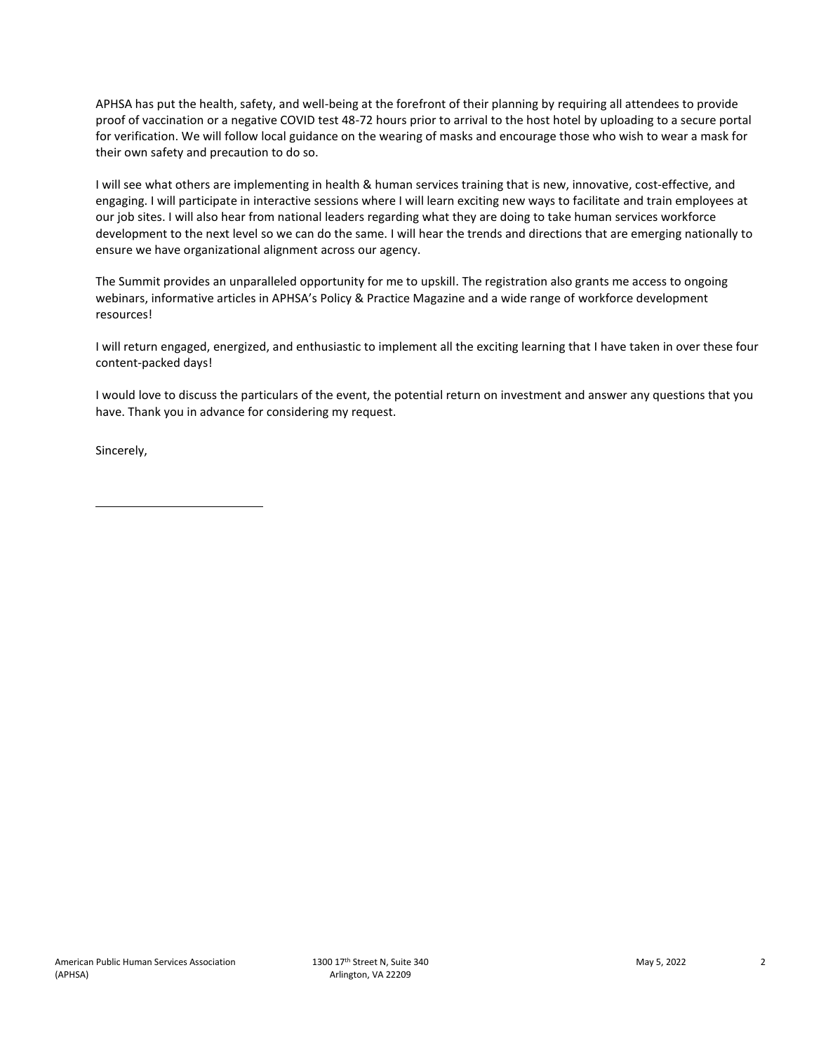APHSA has put the health, safety, and well-being at the forefront of their planning by requiring all attendees to provide proof of vaccination or a negative COVID test 48-72 hours prior to arrival to the host hotel by uploading to a secure portal for verification. We will follow local guidance on the wearing of masks and encourage those who wish to wear a mask for their own safety and precaution to do so.

I will see what others are implementing in health & human services training that is new, innovative, cost-effective, and engaging. I will participate in interactive sessions where I will learn exciting new ways to facilitate and train employees at our job sites. I will also hear from national leaders regarding what they are doing to take human services workforce development to the next level so we can do the same. I will hear the trends and directions that are emerging nationally to ensure we have organizational alignment across our agency.

The Summit provides an unparalleled opportunity for me to upskill. The registration also grants me access to ongoing webinars, informative articles in APHSA's Policy & Practice Magazine and a wide range of workforce development resources!

I will return engaged, energized, and enthusiastic to implement all the exciting learning that I have taken in over these four content-packed days!

I would love to discuss the particulars of the event, the potential return on investment and answer any questions that you have. Thank you in advance for considering my request.

Sincerely,

\_\_\_\_\_\_\_\_\_\_\_\_\_\_\_\_\_\_\_\_\_\_\_\_\_\_